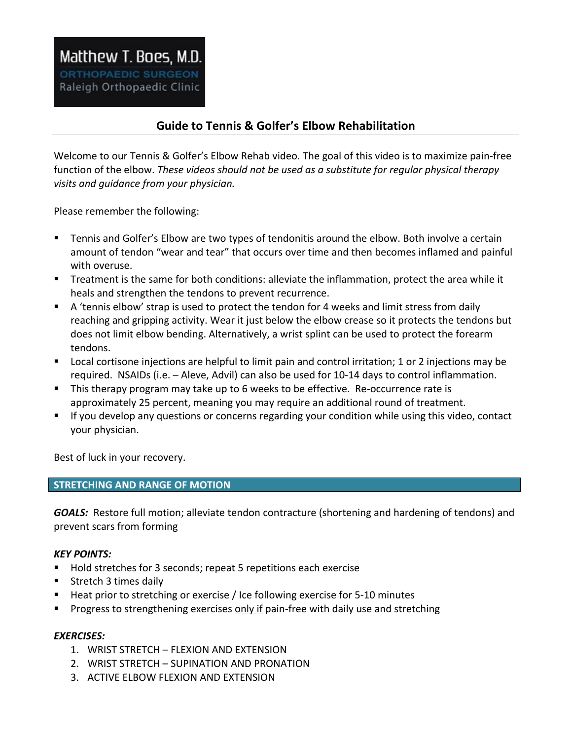Matthew T. Boes, M.D.
ORTHOPAEDIC SURGEON
Raleigh Orthopaedic Clinic

# Guide to Tennis & Golfer's Elbow Rehabilitation

Welcome to our Tennis & Golfer's Elbow Rehab video. The goal of this video is to maximize pain-free function of the elbow. *These videos should not be used as a substitute for regular physical therapy visits and guidance from your physician.*

Please remember the following:

- Tennis and Golfer's Elbow are two types of tendonitis around the elbow. Both involve a certain amount of tendon "wear and tear" that occurs over time and then becomes inflamed and painful with overuse.
- Treatment is the same for both conditions: alleviate the inflammation, protect the area while it heals and strengthen the tendons to prevent recurrence.
- A 'tennis elbow' strap is used to protect the tendon for 4 weeks and limit stress from daily reaching and gripping activity. Wear it just below the elbow crease so it protects the tendons but does not limit elbow bending. Alternatively, a wrist splint can be used to protect the forearm tendons.
- Local cortisone injections are helpful to limit pain and control irritation; 1 or 2 injections may be required. NSAIDs (i.e. – Aleve, Advil) can also be used for 10-14 days to control inflammation.
- This therapy program may take up to 6 weeks to be effective. Re-occurrence rate is approximately 25 percent, meaning you may require an additional round of treatment.
- If you develop any questions or concerns regarding your condition while using this video, contact your physician.

Best of luck in your recovery.

## STRETCHING AND RANGE OF MOTION

***GOALS:*** Restore full motion; alleviate tendon contracture (shortening and hardening of tendons) and prevent scars from forming

***KEY POINTS:***

- Hold stretches for 3 seconds; repeat 5 repetitions each exercise
- Stretch 3 times daily
- Heat prior to stretching or exercise / Ice following exercise for 5-10 minutes
- Progress to strengthening exercises <u>only if</u> pain-free with daily use and stretching

***EXERCISES:***

1. WRIST STRETCH – FLEXION AND EXTENSION
2. WRIST STRETCH – SUPINATION AND PRONATION
3. ACTIVE ELBOW FLEXION AND EXTENSION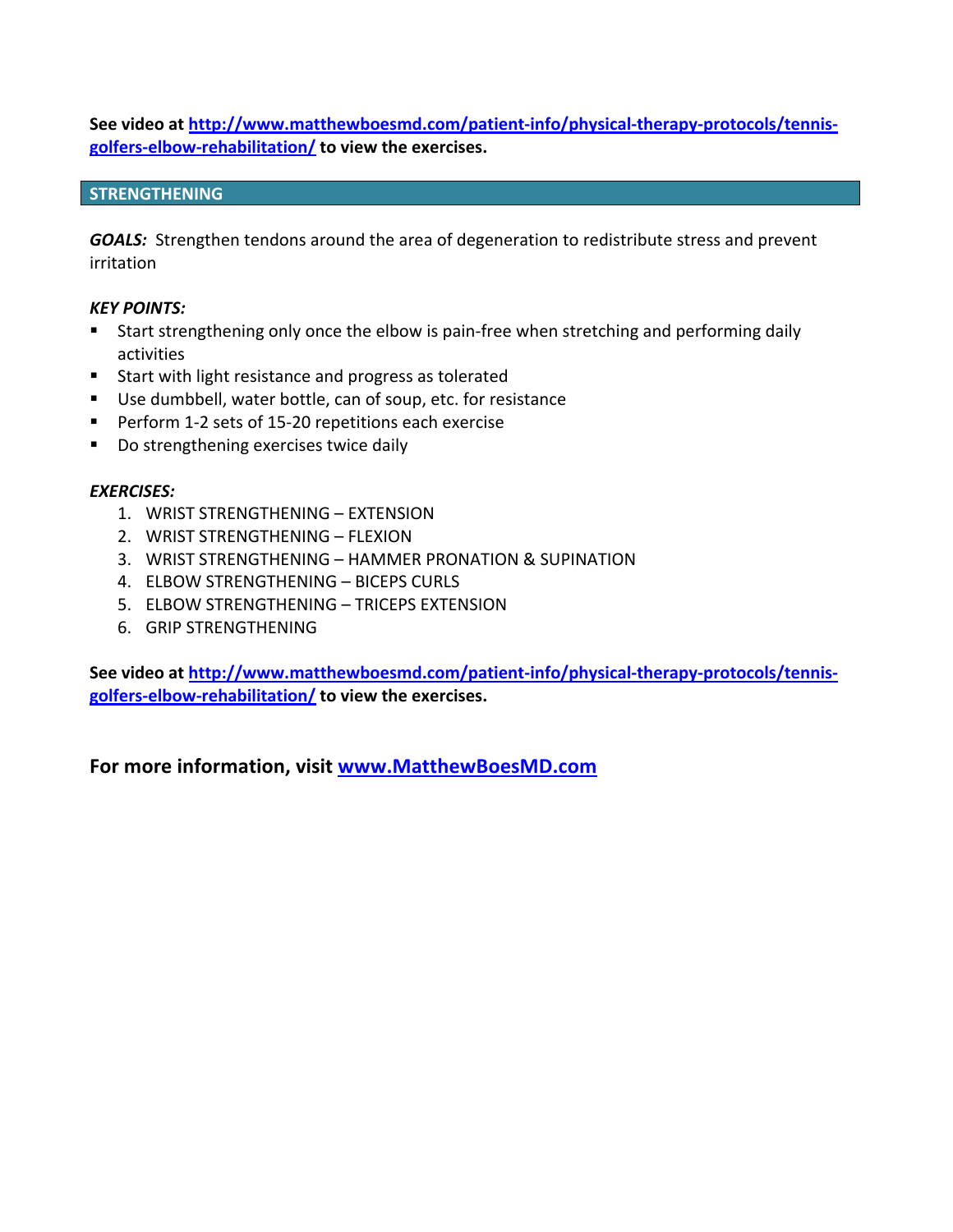**See video at [http://www.matthewboesmd.com/patient-info/physical-therapy-protocols/tennis-golfers-elbow-rehabilitation/](http://www.matthewboesmd.com/patient-info/physical-therapy-protocols/tennis-golfers-elbow-rehabilitation/) to view the exercises.**

## STRENGTHENING

***GOALS:*** Strengthen tendons around the area of degeneration to redistribute stress and prevent irritation

***KEY POINTS:***

- Start strengthening only once the elbow is pain-free when stretching and performing daily activities
- Start with light resistance and progress as tolerated
- Use dumbbell, water bottle, can of soup, etc. for resistance
- Perform 1-2 sets of 15-20 repetitions each exercise
- Do strengthening exercises twice daily

***EXERCISES:***

1. WRIST STRENGTHENING – EXTENSION
2. WRIST STRENGTHENING – FLEXION
3. WRIST STRENGTHENING – HAMMER PRONATION & SUPINATION
4. ELBOW STRENGTHENING – BICEPS CURLS
5. ELBOW STRENGTHENING – TRICEPS EXTENSION
6. GRIP STRENGTHENING

**See video at [http://www.matthewboesmd.com/patient-info/physical-therapy-protocols/tennis-golfers-elbow-rehabilitation/](http://www.matthewboesmd.com/patient-info/physical-therapy-protocols/tennis-golfers-elbow-rehabilitation/) to view the exercises.**

**For more information, visit [www.MatthewBoesMD.com](http://www.MatthewBoesMD.com)**